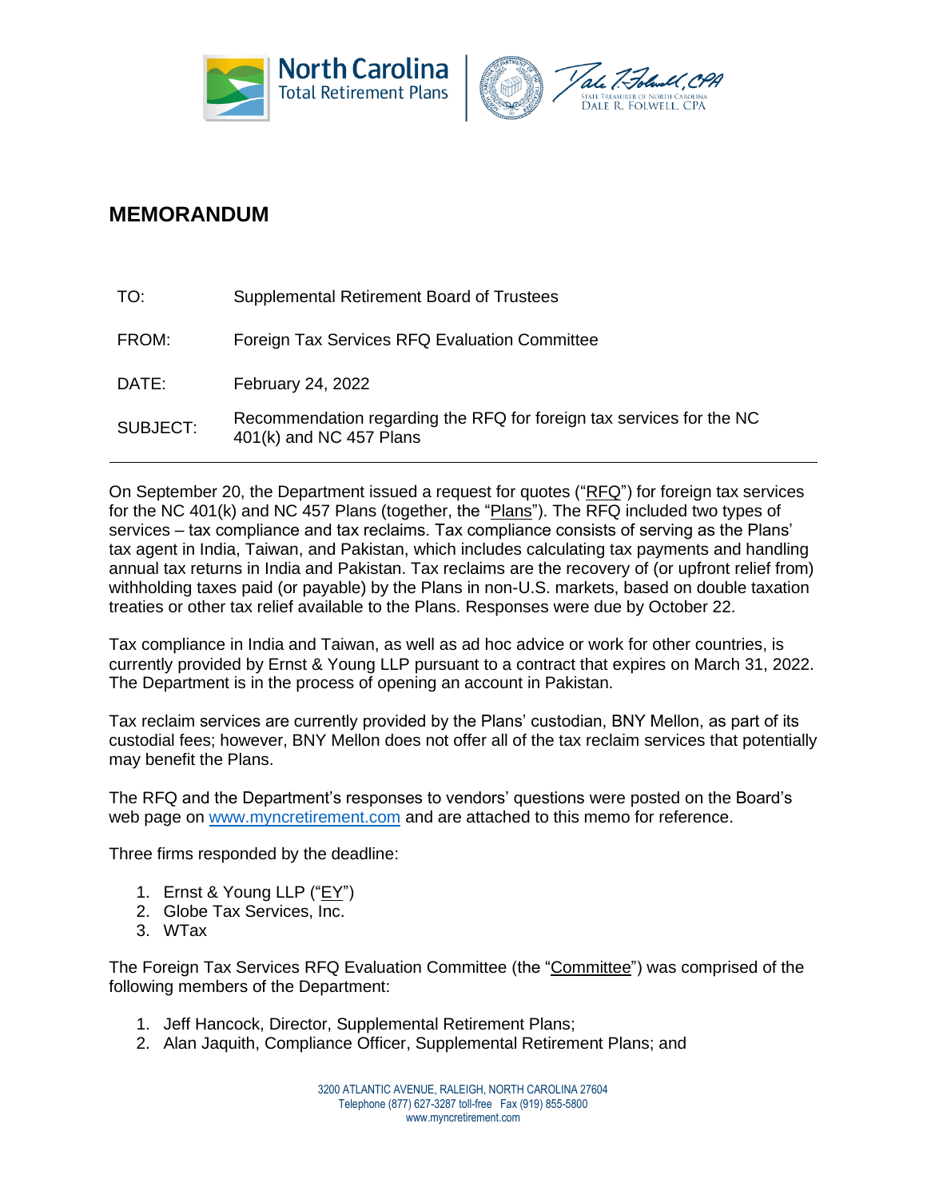# MEMORANDUM

| | |
|---|---|
| TO: | Supplemental Retirement Board of Trustees |
| FROM: | Foreign Tax Services RFQ Evaluation Committee |
| DATE: | February 24, 2022 |
| SUBJECT: | Recommendation regarding the RFQ for foreign tax services for the NC 401(k) and NC 457 Plans |

---

On September 20, the Department issued a request for quotes ("RFQ") for foreign tax services for the NC 401(k) and NC 457 Plans (together, the "Plans"). The RFQ included two types of services – tax compliance and tax reclaims. Tax compliance consists of serving as the Plans' tax agent in India, Taiwan, and Pakistan, which includes calculating tax payments and handling annual tax returns in India and Pakistan. Tax reclaims are the recovery of (or upfront relief from) withholding taxes paid (or payable) by the Plans in non-U.S. markets, based on double taxation treaties or other tax relief available to the Plans. Responses were due by October 22.

Tax compliance in India and Taiwan, as well as ad hoc advice or work for other countries, is currently provided by Ernst & Young LLP pursuant to a contract that expires on March 31, 2022. The Department is in the process of opening an account in Pakistan.

Tax reclaim services are currently provided by the Plans' custodian, BNY Mellon, as part of its custodial fees; however, BNY Mellon does not offer all of the tax reclaim services that potentially may benefit the Plans.

The RFQ and the Department's responses to vendors' questions were posted on the Board's web page on www.myncretirement.com and are attached to this memo for reference.

Three firms responded by the deadline:

1. Ernst & Young LLP ("EY")
2. Globe Tax Services, Inc.
3. WTax

The Foreign Tax Services RFQ Evaluation Committee (the "Committee") was comprised of the following members of the Department:

1. Jeff Hancock, Director, Supplemental Retirement Plans;
2. Alan Jaquith, Compliance Officer, Supplemental Retirement Plans; and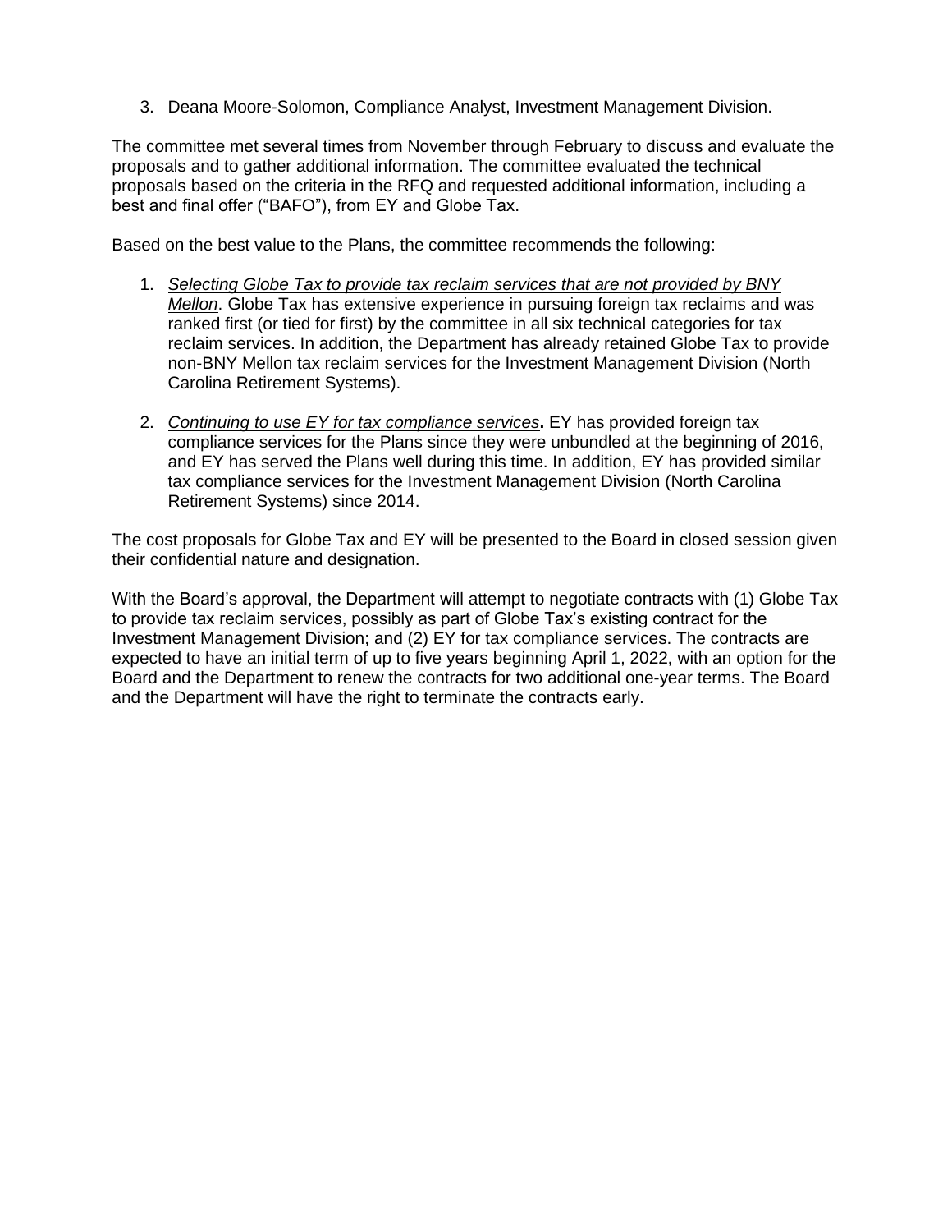3. Deana Moore-Solomon, Compliance Analyst, Investment Management Division.

The committee met several times from November through February to discuss and evaluate the proposals and to gather additional information. The committee evaluated the technical proposals based on the criteria in the RFQ and requested additional information, including a best and final offer ("BAFO"), from EY and Globe Tax.

Based on the best value to the Plans, the committee recommends the following:

1. *Selecting Globe Tax to provide tax reclaim services that are not provided by BNY Mellon*. Globe Tax has extensive experience in pursuing foreign tax reclaims and was ranked first (or tied for first) by the committee in all six technical categories for tax reclaim services. In addition, the Department has already retained Globe Tax to provide non-BNY Mellon tax reclaim services for the Investment Management Division (North Carolina Retirement Systems).

2. *Continuing to use EY for tax compliance services***.** EY has provided foreign tax compliance services for the Plans since they were unbundled at the beginning of 2016, and EY has served the Plans well during this time. In addition, EY has provided similar tax compliance services for the Investment Management Division (North Carolina Retirement Systems) since 2014.

The cost proposals for Globe Tax and EY will be presented to the Board in closed session given their confidential nature and designation.

With the Board's approval, the Department will attempt to negotiate contracts with (1) Globe Tax to provide tax reclaim services, possibly as part of Globe Tax's existing contract for the Investment Management Division; and (2) EY for tax compliance services. The contracts are expected to have an initial term of up to five years beginning April 1, 2022, with an option for the Board and the Department to renew the contracts for two additional one-year terms. The Board and the Department will have the right to terminate the contracts early.